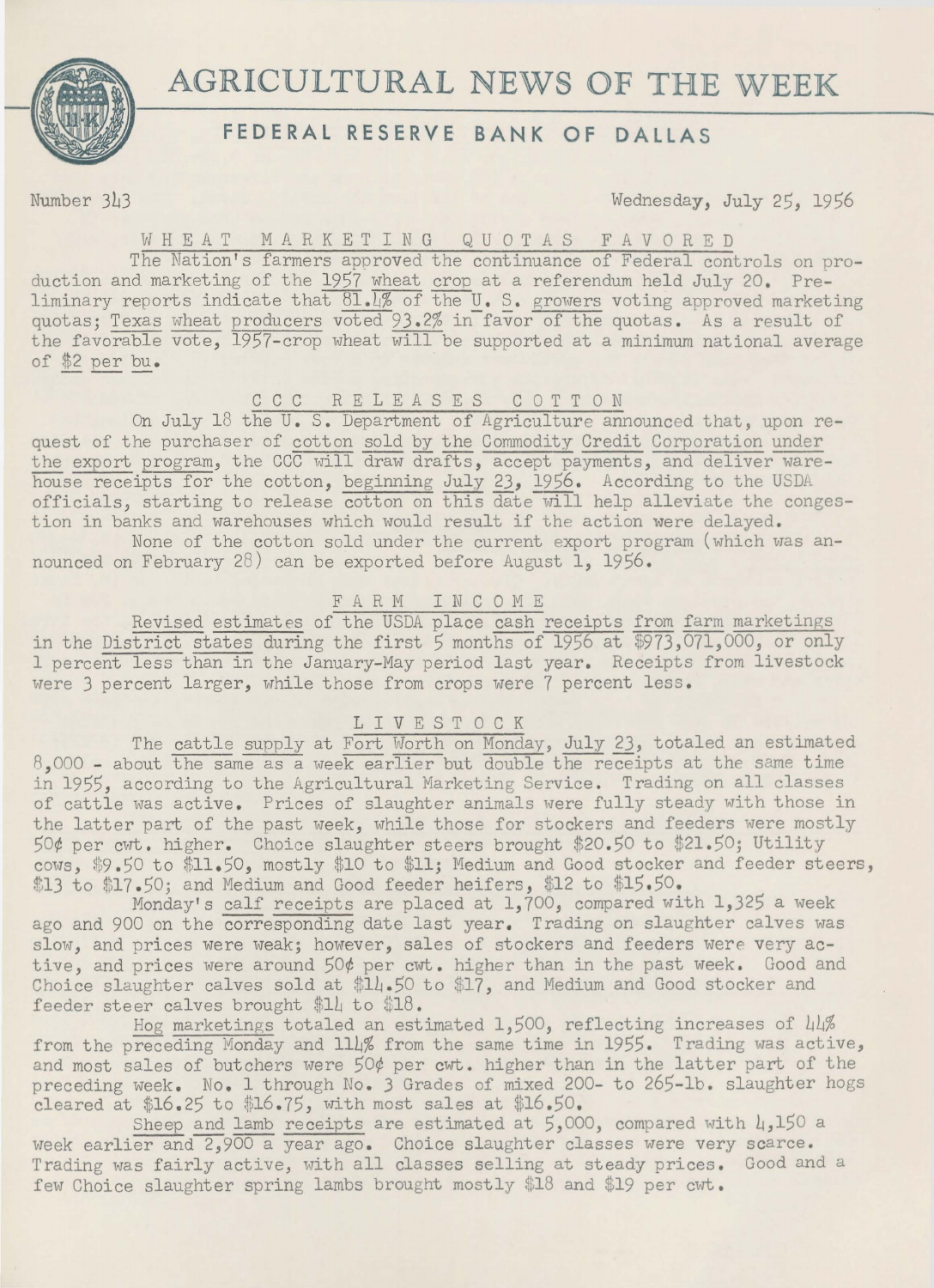# AGRICULTURAL NEWS OF THE WEEK

## FEDERAL RESERVE BANK OF DALLAS

Number 343 Wednesday, July 25, 1956

### WHEAT MARKETING QUOTAS FAVORED

The Nation's farmers approved the continuance of Federal controls on production and marketing of the 1957 wheat crop at a referendum held July 20. Preliminary reports indicate that 81.4% of the U. S. growers voting approved marketing quotas; Texas wheat producers voted 93.2% in favor of the quotas. As a result of the favorable vote, 1957-crop wheat will be supported at a minimum national average of $2 per bu.

### CCC RELEASES COTTON

On July 18 the U. S. Department of Agriculture announced that, upon request of the purchaser of cotton sold by the Commodity Credit Corporation under the export program, the CCC will draw drafts, accept payments, and deliver warehouse receipts for the cotton, beginning July 23, 1956. According to the USDA officials, starting to release cotton on this date will help alleviate the congestion in banks and warehouses which would result if the action were delayed.

None of the cotton sold under the current export program (which was announced on February 28) can be exported before August 1, 1956.

### FARM INCOME

Revised estimates of the USDA place cash receipts from farm marketings in the District states during the first 5 months of 1956 at $973,071,000, or only 1 percent less than in the January-May period last year. Receipts from livestock were 3 percent larger, while those from crops were 7 percent less.

### LIVESTOCK

The cattle supply at Fort Worth on Monday, July 23, totaled an estimated 8,000 - about the same as a week earlier but double the receipts at the same time in 1955, according to the Agricultural Marketing Service. Trading on all classes of cattle was active. Prices of slaughter animals were fully steady with those in the latter part of the past week, while those for stockers and feeders were mostly 50¢ per cwt. higher. Choice slaughter steers brought $20.50 to $21.50; Utility cows, $9.50 to $11.50, mostly $10 to $11; Medium and Good stocker and feeder steers, $13 to $17.50; and Medium and Good feeder heifers, $12 to $15.50.

Monday's calf receipts are placed at 1,700, compared with 1,325 a week ago and 900 on the corresponding date last year. Trading on slaughter calves was slow, and prices were weak; however, sales of stockers and feeders were very active, and prices were around 50¢ per cwt. higher than in the past week. Good and Choice slaughter calves sold at $14.50 to $17, and Medium and Good stocker and feeder steer calves brought $14 to $18.

Hog marketings totaled an estimated 1,500, reflecting increases of 44% from the preceding Monday and 114% from the same time in 1955. Trading was active, and most sales of butchers were 50¢ per cwt. higher than in the latter part of the preceding week. No. 1 through No. 3 Grades of mixed 200- to 265-lb. slaughter hogs cleared at $16.25 to $16.75, with most sales at $16.50.

Sheep and lamb receipts are estimated at 5,000, compared with 4,150 a week earlier and 2,900 a year ago. Choice slaughter classes were very scarce. Trading was fairly active, with all classes selling at steady prices. Good and a few Choice slaughter spring lambs brought mostly $18 and $19 per cwt.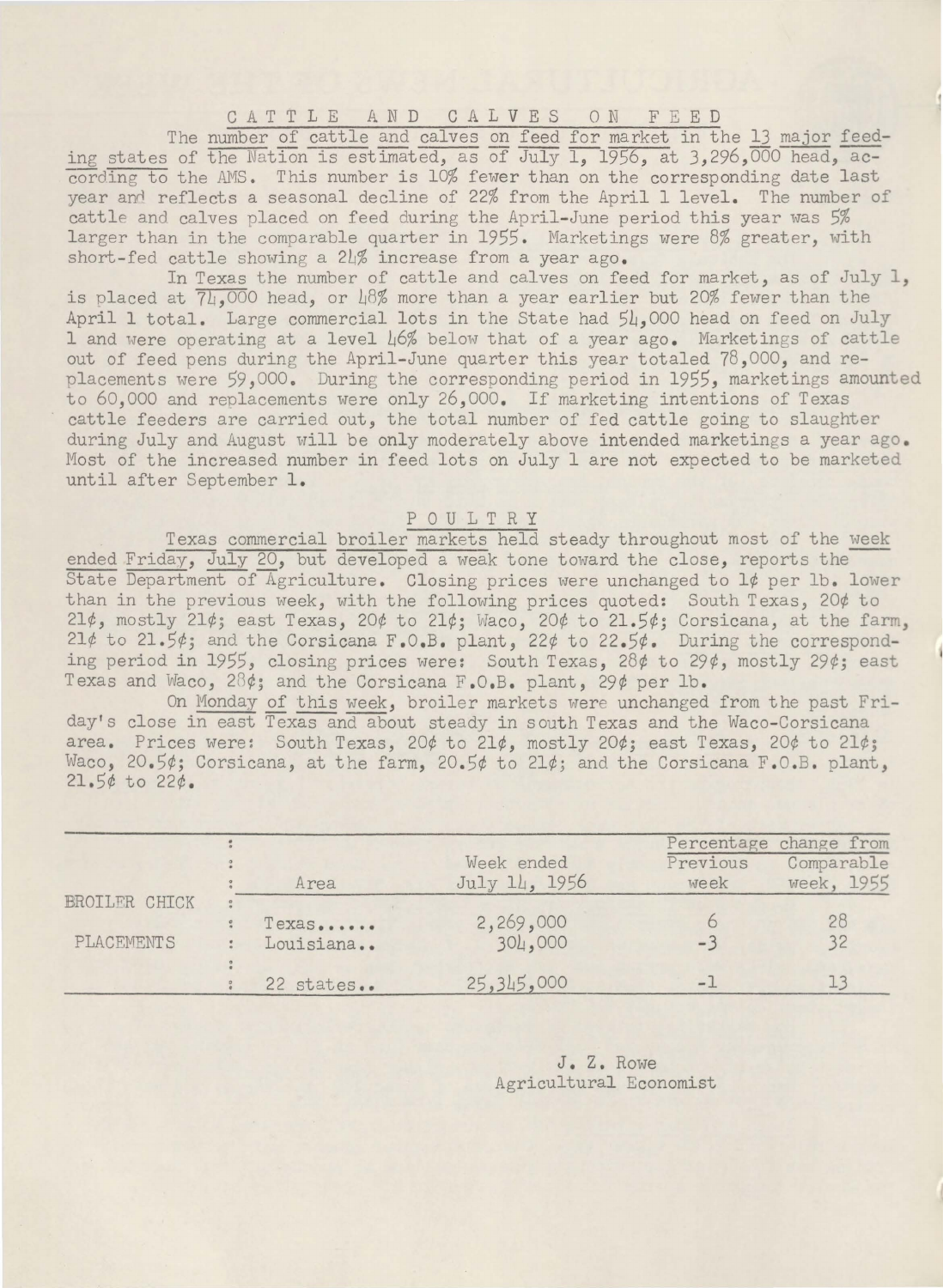## CATTLE AND CALVES ON FEED

The number of cattle and calves on feed for market in the 13 major feeding states of the Nation is estimated, as of July 1, 1956, at 3,296,000 head, according to the AMS. This number is 10% fewer than on the corresponding date last year and reflects a seasonal decline of 22% from the April 1 level. The number of cattle and calves placed on feed during the April-June period this year was 5% larger than in the comparable quarter in 1955. Marketings were 8% greater, with short-fed cattle showing a 24% increase from a year ago.

In Texas the number of cattle and calves on feed for market, as of July 1, is placed at 74,000 head, or 48% more than a year earlier but 20% fewer than the April 1 total. Large commercial lots in the State had 54,000 head on feed on July 1 and were operating at a level 46% below that of a year ago. Marketings of cattle out of feed pens during the April-June quarter this year totaled 78,000, and replacements were 59,000. During the corresponding period in 1955, marketings amounted to 60,000 and replacements were only 26,000. If marketing intentions of Texas cattle feeders are carried out, the total number of fed cattle going to slaughter during July and August will be only moderately above intended marketings a year ago. Most of the increased number in feed lots on July 1 are not expected to be marketed until after September 1.

## POULTRY

Texas commercial broiler markets held steady throughout most of the week ended Friday, July 20, but developed a weak tone toward the close, reports the State Department of Agriculture. Closing prices were unchanged to 1¢ per lb. lower than in the previous week, with the following prices quoted: South Texas, 20¢ to 21¢, mostly 21¢; east Texas, 20¢ to 21¢; Waco, 20¢ to 21.5¢; Corsicana, at the farm, 21¢ to 21.5¢; and the Corsicana F.O.B. plant, 22¢ to 22.5¢. During the corresponding period in 1955, closing prices were: South Texas, 28¢ to 29¢, mostly 29¢; east Texas and Waco, 28¢; and the Corsicana F.O.B. plant, 29¢ per lb.

On Monday of this week, broiler markets were unchanged from the past Friday's close in east Texas and about steady in south Texas and the Waco-Corsicana area. Prices were: South Texas, 20¢ to 21¢, mostly 20¢; east Texas, 20¢ to 21¢; Waco, 20.5¢; Corsicana, at the farm, 20.5¢ to 21¢; and the Corsicana F.O.B. plant, 21.5¢ to 22¢.

| | Area | Week ended July 14, 1956 | Percentage change from Previous week | Percentage change from Comparable week, 1955 |
|---|---|---|---|---|
| BROILER CHICK PLACEMENTS | Texas...... | 2,269,000 | 6 | 28 |
| | Louisiana.. | 304,000 | -3 | 32 |
| | 22 states.. | 25,345,000 | -1 | 13 |

J. Z. Rowe
Agricultural Economist